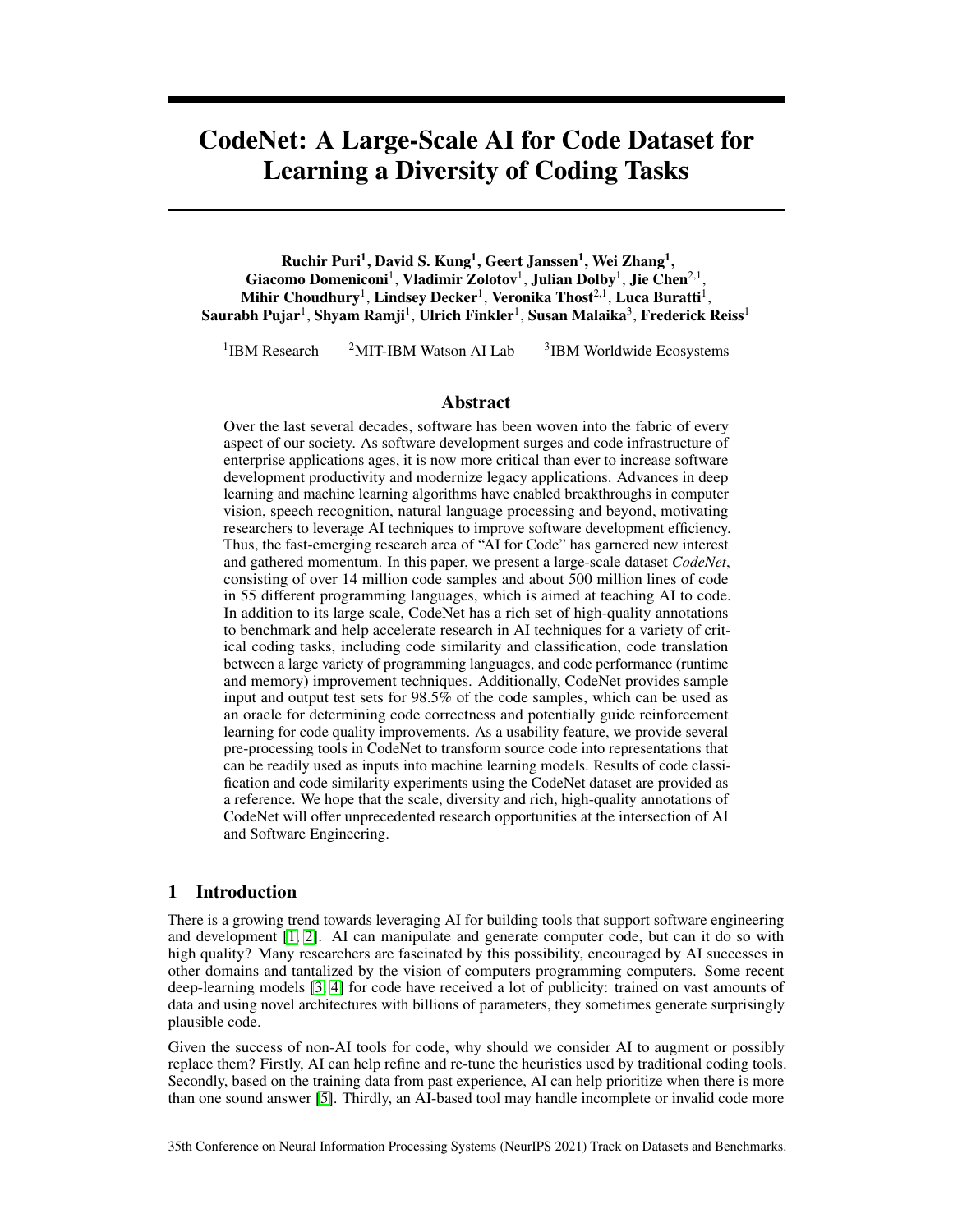# CodeNet: A Large-Scale AI for Code Dataset for Learning a Diversity of Coding Tasks

**Ruchir Puri[1], David S. Kung[1], Geert Janssen[1], Wei Zhang[1], Giacomo Domeniconi[1], Vladimir Zolotov[1], Julian Dolby[1], Jie Chen[2,1], Mihir Choudhury[1], Lindsey Decker[1], Veronika Thost[2,1], Luca Buratti[1], Saurabh Pujar[1], Shyam Ramji[1], Ulrich Finkler[1], Susan Malaika[3], Frederick Reiss[1]**

[1]IBM Research [2]MIT-IBM Watson AI Lab [3]IBM Worldwide Ecosystems

## Abstract

Over the last several decades, software has been woven into the fabric of every aspect of our society. As software development surges and code infrastructure of enterprise applications ages, it is now more critical than ever to increase software development productivity and modernize legacy applications. Advances in deep learning and machine learning algorithms have enabled breakthroughs in computer vision, speech recognition, natural language processing and beyond, motivating researchers to leverage AI techniques to improve software development efficiency. Thus, the fast-emerging research area of "AI for Code" has garnered new interest and gathered momentum. In this paper, we present a large-scale dataset *CodeNet*, consisting of over 14 million code samples and about 500 million lines of code in 55 different programming languages, which is aimed at teaching AI to code. In addition to its large scale, CodeNet has a rich set of high-quality annotations to benchmark and help accelerate research in AI techniques for a variety of critical coding tasks, including code similarity and classification, code translation between a large variety of programming languages, and code performance (runtime and memory) improvement techniques. Additionally, CodeNet provides sample input and output test sets for 98.5% of the code samples, which can be used as an oracle for determining code correctness and potentially guide reinforcement learning for code quality improvements. As a usability feature, we provide several pre-processing tools in CodeNet to transform source code into representations that can be readily used as inputs into machine learning models. Results of code classification and code similarity experiments using the CodeNet dataset are provided as a reference. We hope that the scale, diversity and rich, high-quality annotations of CodeNet will offer unprecedented research opportunities at the intersection of AI and Software Engineering.

## 1 Introduction

There is a growing trend towards leveraging AI for building tools that support software engineering and development [1, 2]. AI can manipulate and generate computer code, but can it do so with high quality? Many researchers are fascinated by this possibility, encouraged by AI successes in other domains and tantalized by the vision of computers programming computers. Some recent deep-learning models [3, 4] for code have received a lot of publicity: trained on vast amounts of data and using novel architectures with billions of parameters, they sometimes generate surprisingly plausible code.

Given the success of non-AI tools for code, why should we consider AI to augment or possibly replace them? Firstly, AI can help refine and re-tune the heuristics used by traditional coding tools. Secondly, based on the training data from past experience, AI can help prioritize when there is more than one sound answer [5]. Thirdly, an AI-based tool may handle incomplete or invalid code more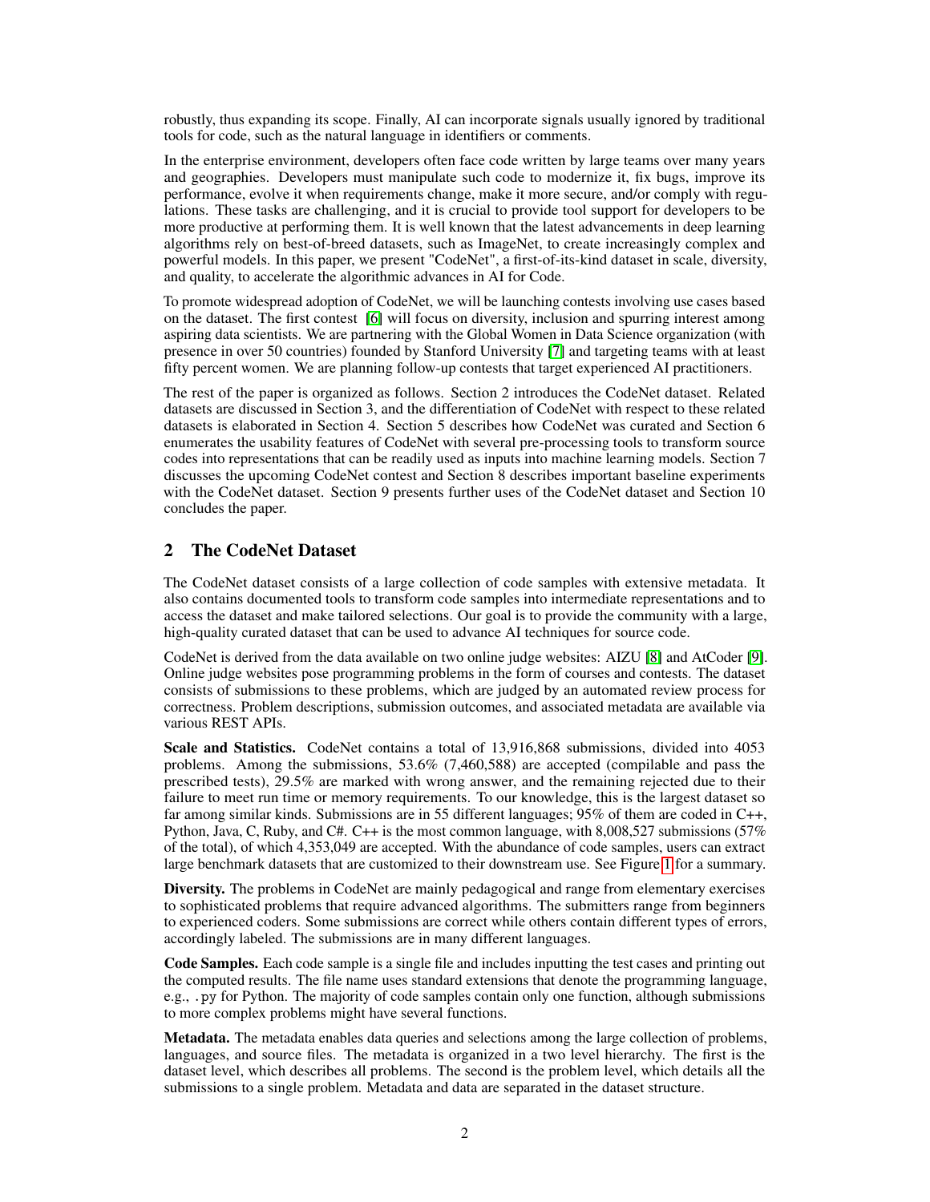robustly, thus expanding its scope. Finally, AI can incorporate signals usually ignored by traditional tools for code, such as the natural language in identifiers or comments.

In the enterprise environment, developers often face code written by large teams over many years and geographies. Developers must manipulate such code to modernize it, fix bugs, improve its performance, evolve it when requirements change, make it more secure, and/or comply with regulations. These tasks are challenging, and it is crucial to provide tool support for developers to be more productive at performing them. It is well known that the latest advancements in deep learning algorithms rely on best-of-breed datasets, such as ImageNet, to create increasingly complex and powerful models. In this paper, we present "CodeNet", a first-of-its-kind dataset in scale, diversity, and quality, to accelerate the algorithmic advances in AI for Code.

To promote widespread adoption of CodeNet, we will be launching contests involving use cases based on the dataset. The first contest [6] will focus on diversity, inclusion and spurring interest among aspiring data scientists. We are partnering with the Global Women in Data Science organization (with presence in over 50 countries) founded by Stanford University [7] and targeting teams with at least fifty percent women. We are planning follow-up contests that target experienced AI practitioners.

The rest of the paper is organized as follows. Section 2 introduces the CodeNet dataset. Related datasets are discussed in Section 3, and the differentiation of CodeNet with respect to these related datasets is elaborated in Section 4. Section 5 describes how CodeNet was curated and Section 6 enumerates the usability features of CodeNet with several pre-processing tools to transform source codes into representations that can be readily used as inputs into machine learning models. Section 7 discusses the upcoming CodeNet contest and Section 8 describes important baseline experiments with the CodeNet dataset. Section 9 presents further uses of the CodeNet dataset and Section 10 concludes the paper.

## 2 The CodeNet Dataset

The CodeNet dataset consists of a large collection of code samples with extensive metadata. It also contains documented tools to transform code samples into intermediate representations and to access the dataset and make tailored selections. Our goal is to provide the community with a large, high-quality curated dataset that can be used to advance AI techniques for source code.

CodeNet is derived from the data available on two online judge websites: AIZU [8] and AtCoder [9]. Online judge websites pose programming problems in the form of courses and contests. The dataset consists of submissions to these problems, which are judged by an automated review process for correctness. Problem descriptions, submission outcomes, and associated metadata are available via various REST APIs.

**Scale and Statistics.** CodeNet contains a total of 13,916,868 submissions, divided into 4053 problems. Among the submissions, 53.6% (7,460,588) are accepted (compilable and pass the prescribed tests), 29.5% are marked with wrong answer, and the remaining rejected due to their failure to meet run time or memory requirements. To our knowledge, this is the largest dataset so far among similar kinds. Submissions are in 55 different languages; 95% of them are coded in C++, Python, Java, C, Ruby, and C#. C++ is the most common language, with 8,008,527 submissions (57% of the total), of which 4,353,049 are accepted. With the abundance of code samples, users can extract large benchmark datasets that are customized to their downstream use. See Figure 1 for a summary.

**Diversity.** The problems in CodeNet are mainly pedagogical and range from elementary exercises to sophisticated problems that require advanced algorithms. The submitters range from beginners to experienced coders. Some submissions are correct while others contain different types of errors, accordingly labeled. The submissions are in many different languages.

**Code Samples.** Each code sample is a single file and includes inputting the test cases and printing out the computed results. The file name uses standard extensions that denote the programming language, e.g., `.py` for Python. The majority of code samples contain only one function, although submissions to more complex problems might have several functions.

**Metadata.** The metadata enables data queries and selections among the large collection of problems, languages, and source files. The metadata is organized in a two level hierarchy. The first is the dataset level, which describes all problems. The second is the problem level, which details all the submissions to a single problem. Metadata and data are separated in the dataset structure.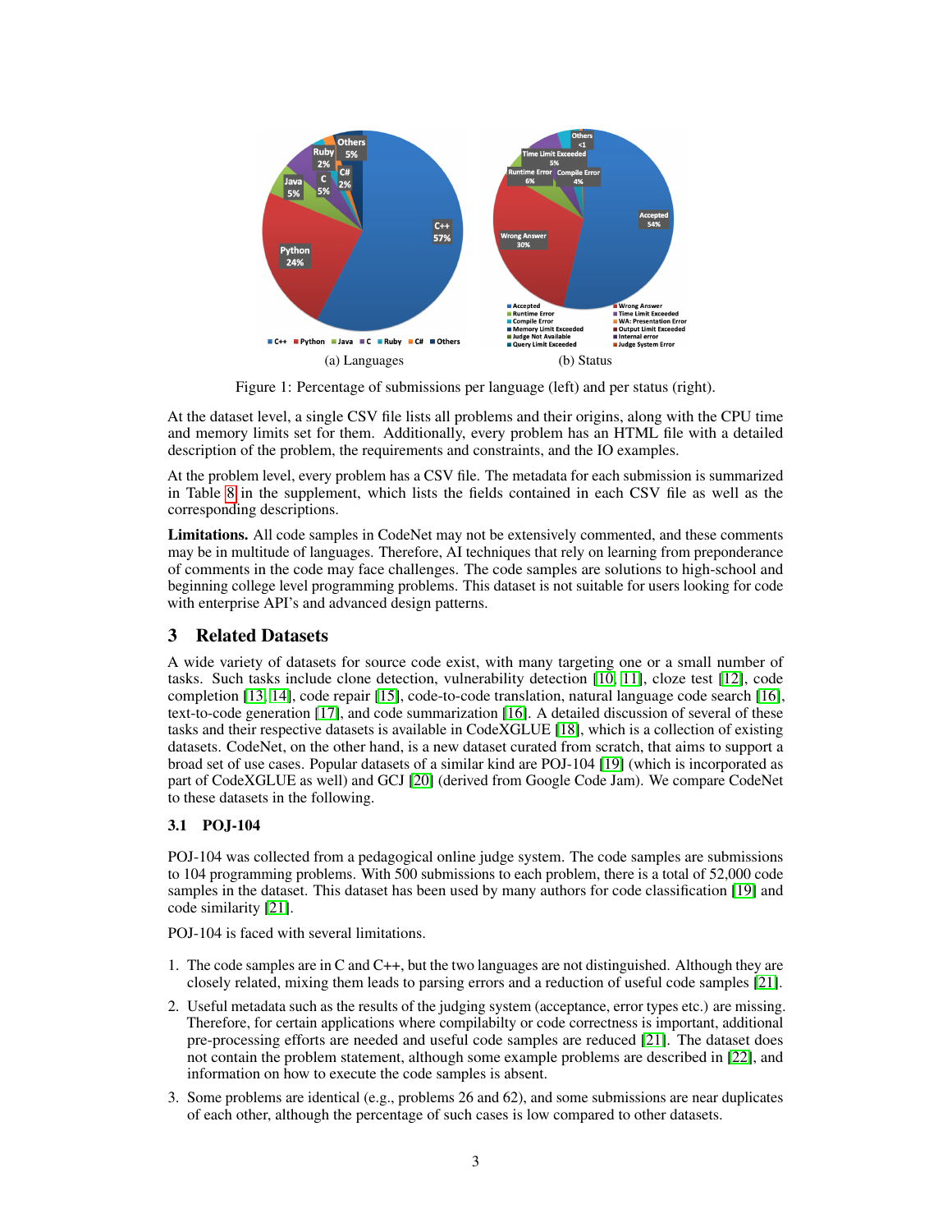(a) Languages

(b) Status

Figure 1: Percentage of submissions per language (left) and per status (right).

At the dataset level, a single CSV file lists all problems and their origins, along with the CPU time and memory limits set for them. Additionally, every problem has an HTML file with a detailed description of the problem, the requirements and constraints, and the IO examples.

At the problem level, every problem has a CSV file. The metadata for each submission is summarized in Table 8 in the supplement, which lists the fields contained in each CSV file as well as the corresponding descriptions.

**Limitations.** All code samples in CodeNet may not be extensively commented, and these comments may be in multitude of languages. Therefore, AI techniques that rely on learning from preponderance of comments in the code may face challenges. The code samples are solutions to high-school and beginning college level programming problems. This dataset is not suitable for users looking for code with enterprise API's and advanced design patterns.

## 3 Related Datasets

A wide variety of datasets for source code exist, with many targeting one or a small number of tasks. Such tasks include clone detection, vulnerability detection [10, 11], cloze test [12], code completion [13, 14], code repair [15], code-to-code translation, natural language code search [16], text-to-code generation [17], and code summarization [16]. A detailed discussion of several of these tasks and their respective datasets is available in CodeXGLUE [18], which is a collection of existing datasets. CodeNet, on the other hand, is a new dataset curated from scratch, that aims to support a broad set of use cases. Popular datasets of a similar kind are POJ-104 [19] (which is incorporated as part of CodeXGLUE as well) and GCJ [20] (derived from Google Code Jam). We compare CodeNet to these datasets in the following.

### 3.1 POJ-104

POJ-104 was collected from a pedagogical online judge system. The code samples are submissions to 104 programming problems. With 500 submissions to each problem, there is a total of 52,000 code samples in the dataset. This dataset has been used by many authors for code classification [19] and code similarity [21].

POJ-104 is faced with several limitations.

1. The code samples are in C and C++, but the two languages are not distinguished. Although they are closely related, mixing them leads to parsing errors and a reduction of useful code samples [21].
2. Useful metadata such as the results of the judging system (acceptance, error types etc.) are missing. Therefore, for certain applications where compilabilty or code correctness is important, additional pre-processing efforts are needed and useful code samples are reduced [21]. The dataset does not contain the problem statement, although some example problems are described in [22], and information on how to execute the code samples is absent.
3. Some problems are identical (e.g., problems 26 and 62), and some submissions are near duplicates of each other, although the percentage of such cases is low compared to other datasets.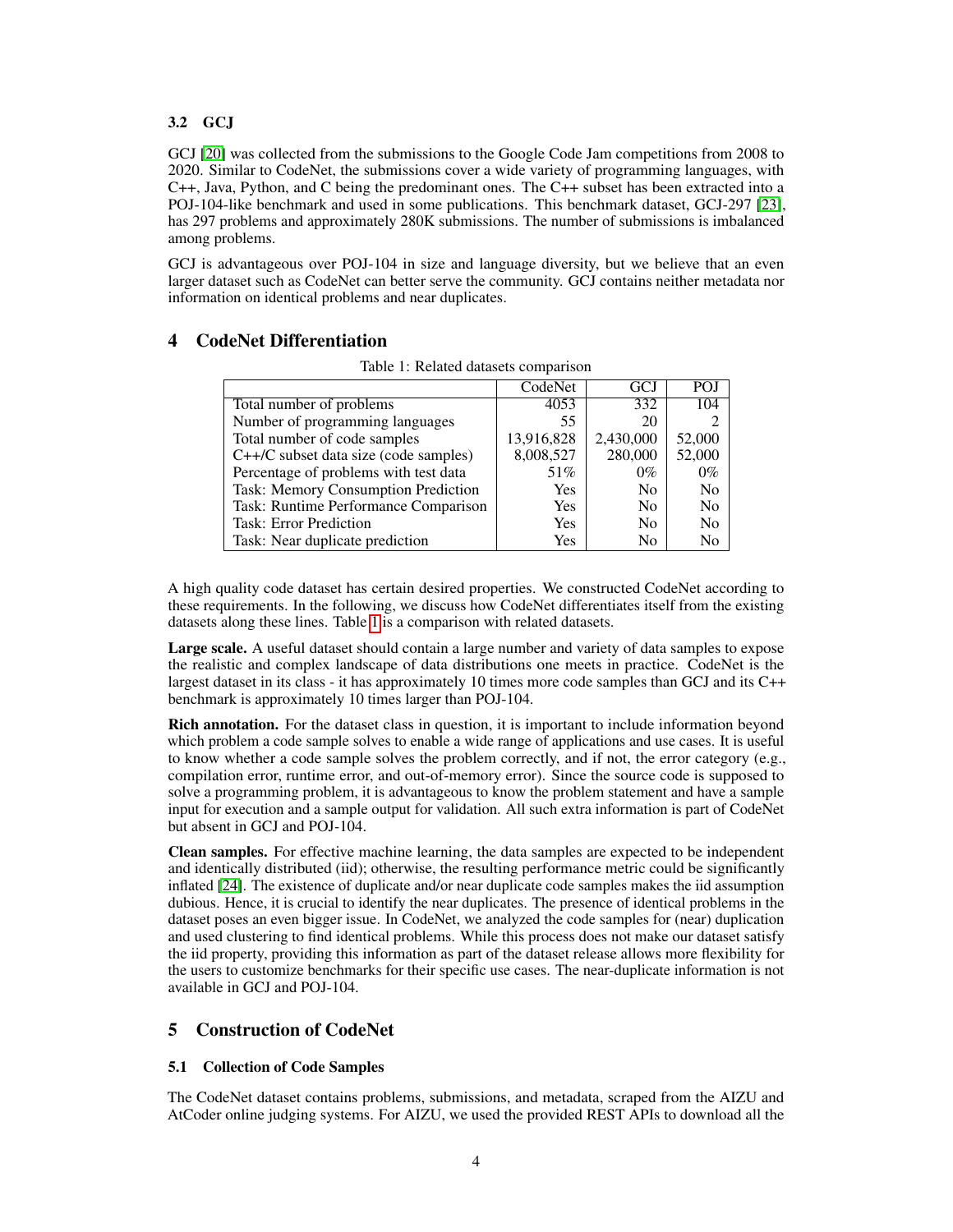### 3.2 GCJ

GCJ [20] was collected from the submissions to the Google Code Jam competitions from 2008 to 2020. Similar to CodeNet, the submissions cover a wide variety of programming languages, with C++, Java, Python, and C being the predominant ones. The C++ subset has been extracted into a POJ-104-like benchmark and used in some publications. This benchmark dataset, GCJ-297 [23], has 297 problems and approximately 280K submissions. The number of submissions is imbalanced among problems.

GCJ is advantageous over POJ-104 in size and language diversity, but we believe that an even larger dataset such as CodeNet can better serve the community. GCJ contains neither metadata nor information on identical problems and near duplicates.

## 4 CodeNet Differentiation

Table 1: Related datasets comparison

| | CodeNet | GCJ | POJ |
|---|---|---|---|
| Total number of problems | 4053 | 332 | 104 |
| Number of programming languages | 55 | 20 | 2 |
| Total number of code samples | 13,916,828 | 2,430,000 | 52,000 |
| C++/C subset data size (code samples) | 8,008,527 | 280,000 | 52,000 |
| Percentage of problems with test data | 51% | 0% | 0% |
| Task: Memory Consumption Prediction | Yes | No | No |
| Task: Runtime Performance Comparison | Yes | No | No |
| Task: Error Prediction | Yes | No | No |
| Task: Near duplicate prediction | Yes | No | No |

A high quality code dataset has certain desired properties. We constructed CodeNet according to these requirements. In the following, we discuss how CodeNet differentiates itself from the existing datasets along these lines. Table 1 is a comparison with related datasets.

**Large scale.** A useful dataset should contain a large number and variety of data samples to expose the realistic and complex landscape of data distributions one meets in practice. CodeNet is the largest dataset in its class - it has approximately 10 times more code samples than GCJ and its C++ benchmark is approximately 10 times larger than POJ-104.

**Rich annotation.** For the dataset class in question, it is important to include information beyond which problem a code sample solves to enable a wide range of applications and use cases. It is useful to know whether a code sample solves the problem correctly, and if not, the error category (e.g., compilation error, runtime error, and out-of-memory error). Since the source code is supposed to solve a programming problem, it is advantageous to know the problem statement and have a sample input for execution and a sample output for validation. All such extra information is part of CodeNet but absent in GCJ and POJ-104.

**Clean samples.** For effective machine learning, the data samples are expected to be independent and identically distributed (iid); otherwise, the resulting performance metric could be significantly inflated [24]. The existence of duplicate and/or near duplicate code samples makes the iid assumption dubious. Hence, it is crucial to identify the near duplicates. The presence of identical problems in the dataset poses an even bigger issue. In CodeNet, we analyzed the code samples for (near) duplication and used clustering to find identical problems. While this process does not make our dataset satisfy the iid property, providing this information as part of the dataset release allows more flexibility for the users to customize benchmarks for their specific use cases. The near-duplicate information is not available in GCJ and POJ-104.

## 5 Construction of CodeNet

### 5.1 Collection of Code Samples

The CodeNet dataset contains problems, submissions, and metadata, scraped from the AIZU and AtCoder online judging systems. For AIZU, we used the provided REST APIs to download all the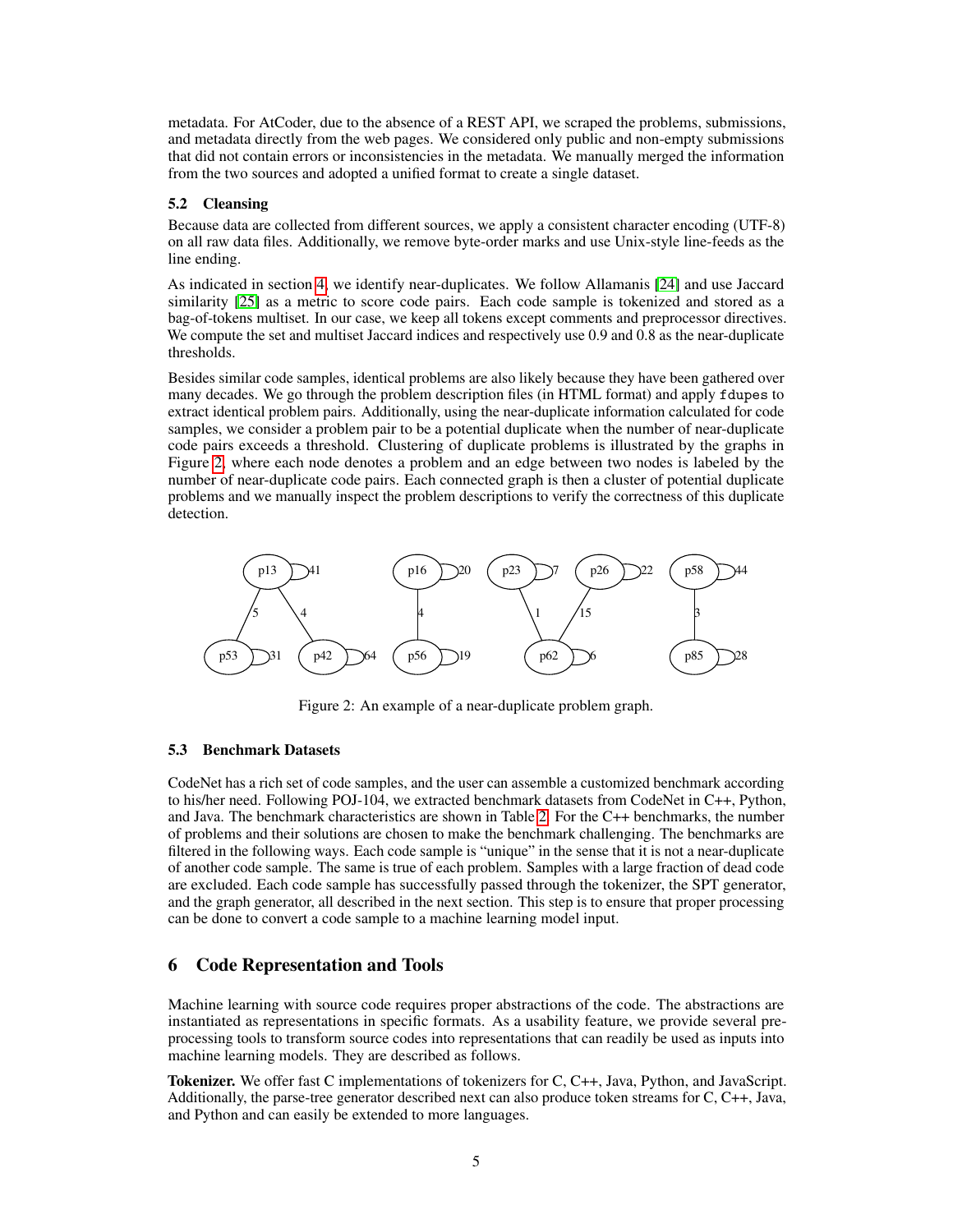metadata. For AtCoder, due to the absence of a REST API, we scraped the problems, submissions, and metadata directly from the web pages. We considered only public and non-empty submissions that did not contain errors or inconsistencies in the metadata. We manually merged the information from the two sources and adopted a unified format to create a single dataset.

### 5.2 Cleansing

Because data are collected from different sources, we apply a consistent character encoding (UTF-8) on all raw data files. Additionally, we remove byte-order marks and use Unix-style line-feeds as the line ending.

As indicated in section 4, we identify near-duplicates. We follow Allamanis [24] and use Jaccard similarity [25] as a metric to score code pairs. Each code sample is tokenized and stored as a bag-of-tokens multiset. In our case, we keep all tokens except comments and preprocessor directives. We compute the set and multiset Jaccard indices and respectively use 0.9 and 0.8 as the near-duplicate thresholds.

Besides similar code samples, identical problems are also likely because they have been gathered over many decades. We go through the problem description files (in HTML format) and apply `fdupes` to extract identical problem pairs. Additionally, using the near-duplicate information calculated for code samples, we consider a problem pair to be a potential duplicate when the number of near-duplicate code pairs exceeds a threshold. Clustering of duplicate problems is illustrated by the graphs in Figure 2, where each node denotes a problem and an edge between two nodes is labeled by the number of near-duplicate code pairs. Each connected graph is then a cluster of potential duplicate problems and we manually inspect the problem descriptions to verify the correctness of this duplicate detection.

Figure 2: An example of a near-duplicate problem graph.

### 5.3 Benchmark Datasets

CodeNet has a rich set of code samples, and the user can assemble a customized benchmark according to his/her need. Following POJ-104, we extracted benchmark datasets from CodeNet in C++, Python, and Java. The benchmark characteristics are shown in Table 2. For the C++ benchmarks, the number of problems and their solutions are chosen to make the benchmark challenging. The benchmarks are filtered in the following ways. Each code sample is "unique" in the sense that it is not a near-duplicate of another code sample. The same is true of each problem. Samples with a large fraction of dead code are excluded. Each code sample has successfully passed through the tokenizer, the SPT generator, and the graph generator, all described in the next section. This step is to ensure that proper processing can be done to convert a code sample to a machine learning model input.

## 6 Code Representation and Tools

Machine learning with source code requires proper abstractions of the code. The abstractions are instantiated as representations in specific formats. As a usability feature, we provide several pre-processing tools to transform source codes into representations that can readily be used as inputs into machine learning models. They are described as follows.

**Tokenizer.** We offer fast C implementations of tokenizers for C, C++, Java, Python, and JavaScript. Additionally, the parse-tree generator described next can also produce token streams for C, C++, Java, and Python and can easily be extended to more languages.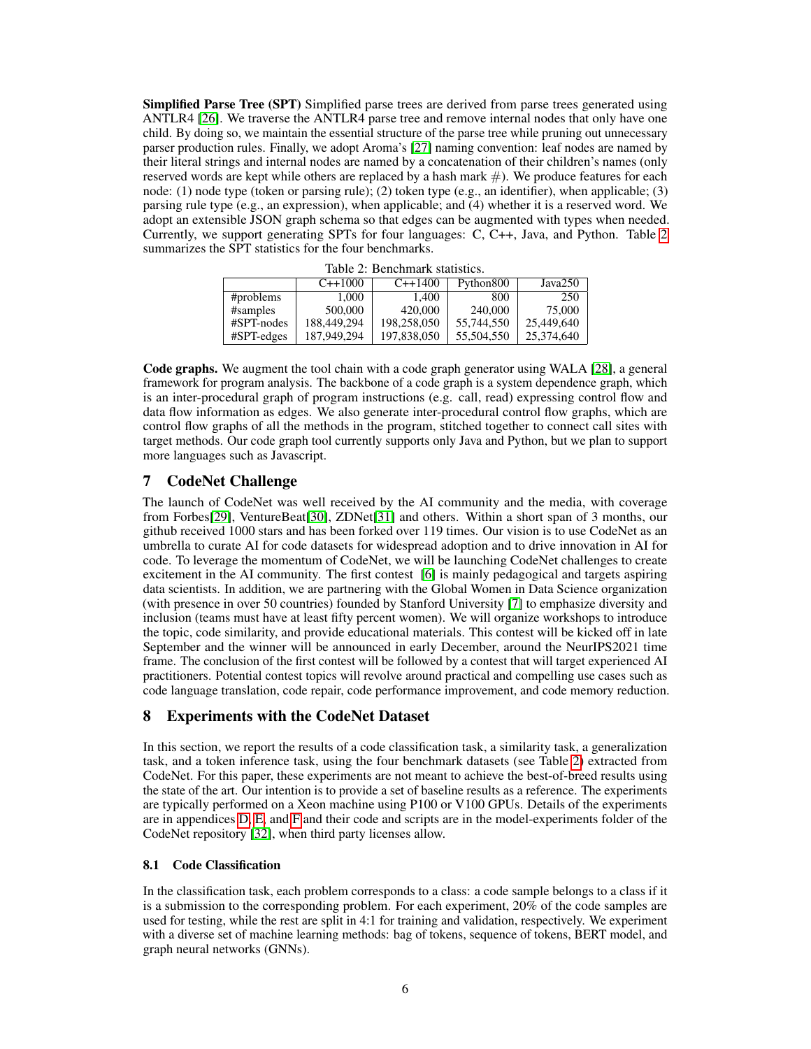**Simplified Parse Tree (SPT)** Simplified parse trees are derived from parse trees generated using ANTLR4 [26]. We traverse the ANTLR4 parse tree and remove internal nodes that only have one child. By doing so, we maintain the essential structure of the parse tree while pruning out unnecessary parser production rules. Finally, we adopt Aroma's [27] naming convention: leaf nodes are named by their literal strings and internal nodes are named by a concatenation of their children's names (only reserved words are kept while others are replaced by a hash mark #). We produce features for each node: (1) node type (token or parsing rule); (2) token type (e.g., an identifier), when applicable; (3) parsing rule type (e.g., an expression), when applicable; and (4) whether it is a reserved word. We adopt an extensible JSON graph schema so that edges can be augmented with types when needed. Currently, we support generating SPTs for four languages: C, C++, Java, and Python. Table 2 summarizes the SPT statistics for the four benchmarks.

Table 2: Benchmark statistics.

| | C++1000 | C++1400 | Python800 | Java250 |
|---|---|---|---|---|
| #problems | 1,000 | 1,400 | 800 | 250 |
| #samples | 500,000 | 420,000 | 240,000 | 75,000 |
| #SPT-nodes | 188,449,294 | 198,258,050 | 55,744,550 | 25,449,640 |
| #SPT-edges | 187,949,294 | 197,838,050 | 55,504,550 | 25,374,640 |

**Code graphs.** We augment the tool chain with a code graph generator using WALA [28], a general framework for program analysis. The backbone of a code graph is a system dependence graph, which is an inter-procedural graph of program instructions (e.g. call, read) expressing control flow and data flow information as edges. We also generate inter-procedural control flow graphs, which are control flow graphs of all the methods in the program, stitched together to connect call sites with target methods. Our code graph tool currently supports only Java and Python, but we plan to support more languages such as Javascript.

## 7 CodeNet Challenge

The launch of CodeNet was well received by the AI community and the media, with coverage from Forbes[29], VentureBeat[30], ZDNet[31] and others. Within a short span of 3 months, our github received 1000 stars and has been forked over 119 times. Our vision is to use CodeNet as an umbrella to curate AI for code datasets for widespread adoption and to drive innovation in AI for code. To leverage the momentum of CodeNet, we will be launching CodeNet challenges to create excitement in the AI community. The first contest [6] is mainly pedagogical and targets aspiring data scientists. In addition, we are partnering with the Global Women in Data Science organization (with presence in over 50 countries) founded by Stanford University [7] to emphasize diversity and inclusion (teams must have at least fifty percent women). We will organize workshops to introduce the topic, code similarity, and provide educational materials. This contest will be kicked off in late September and the winner will be announced in early December, around the NeurIPS2021 time frame. The conclusion of the first contest will be followed by a contest that will target experienced AI practitioners. Potential contest topics will revolve around practical and compelling use cases such as code language translation, code repair, code performance improvement, and code memory reduction.

## 8 Experiments with the CodeNet Dataset

In this section, we report the results of a code classification task, a similarity task, a generalization task, and a token inference task, using the four benchmark datasets (see Table 2) extracted from CodeNet. For this paper, these experiments are not meant to achieve the best-of-breed results using the state of the art. Our intention is to provide a set of baseline results as a reference. The experiments are typically performed on a Xeon machine using P100 or V100 GPUs. Details of the experiments are in appendices D, E, and F and their code and scripts are in the model-experiments folder of the CodeNet repository [32], when third party licenses allow.

### 8.1 Code Classification

In the classification task, each problem corresponds to a class: a code sample belongs to a class if it is a submission to the corresponding problem. For each experiment, 20% of the code samples are used for testing, while the rest are split in 4:1 for training and validation, respectively. We experiment with a diverse set of machine learning methods: bag of tokens, sequence of tokens, BERT model, and graph neural networks (GNNs).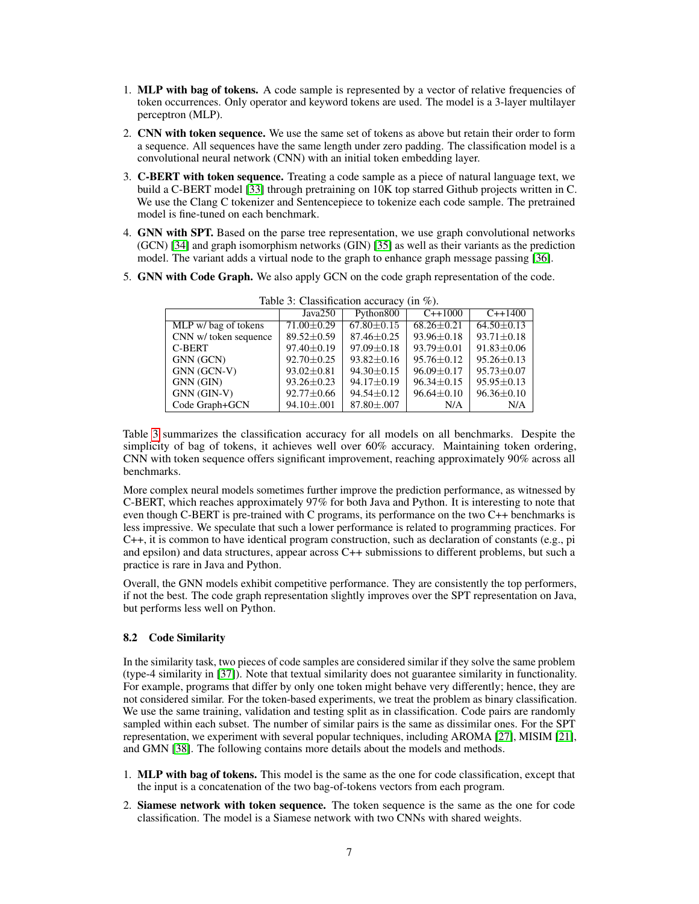1. **MLP with bag of tokens.** A code sample is represented by a vector of relative frequencies of token occurrences. Only operator and keyword tokens are used. The model is a 3-layer multilayer perceptron (MLP).
2. **CNN with token sequence.** We use the same set of tokens as above but retain their order to form a sequence. All sequences have the same length under zero padding. The classification model is a convolutional neural network (CNN) with an initial token embedding layer.
3. **C-BERT with token sequence.** Treating a code sample as a piece of natural language text, we build a C-BERT model [33] through pretraining on 10K top starred Github projects written in C. We use the Clang C tokenizer and Sentencepiece to tokenize each code sample. The pretrained model is fine-tuned on each benchmark.
4. **GNN with SPT.** Based on the parse tree representation, we use graph convolutional networks (GCN) [34] and graph isomorphism networks (GIN) [35] as well as their variants as the prediction model. The variant adds a virtual node to the graph to enhance graph message passing [36].
5. **GNN with Code Graph.** We also apply GCN on the code graph representation of the code.

Table 3: Classification accuracy (in %).

| | Java250 | Python800 | C++1000 | C++1400 |
|---|---|---|---|---|
| MLP w/ bag of tokens | 71.00±0.29 | 67.80±0.15 | 68.26±0.21 | 64.50±0.13 |
| CNN w/ token sequence | 89.52±0.59 | 87.46±0.25 | 93.96±0.18 | 93.71±0.18 |
| C-BERT | 97.40±0.19 | 97.09±0.18 | 93.79±0.01 | 91.83±0.06 |
| GNN (GCN) | 92.70±0.25 | 93.82±0.16 | 95.76±0.12 | 95.26±0.13 |
| GNN (GCN-V) | 93.02±0.81 | 94.30±0.15 | 96.09±0.17 | 95.73±0.07 |
| GNN (GIN) | 93.26±0.23 | 94.17±0.19 | 96.34±0.15 | 95.95±0.13 |
| GNN (GIN-V) | 92.77±0.66 | 94.54±0.12 | 96.64±0.10 | 96.36±0.10 |
| Code Graph+GCN | 94.10±.001 | 87.80±.007 | N/A | N/A |

Table 3 summarizes the classification accuracy for all models on all benchmarks. Despite the simplicity of bag of tokens, it achieves well over 60% accuracy. Maintaining token ordering, CNN with token sequence offers significant improvement, reaching approximately 90% across all benchmarks.

More complex neural models sometimes further improve the prediction performance, as witnessed by C-BERT, which reaches approximately 97% for both Java and Python. It is interesting to note that even though C-BERT is pre-trained with C programs, its performance on the two C++ benchmarks is less impressive. We speculate that such a lower performance is related to programming practices. For C++, it is common to have identical program construction, such as declaration of constants (e.g., pi and epsilon) and data structures, appear across C++ submissions to different problems, but such a practice is rare in Java and Python.

Overall, the GNN models exhibit competitive performance. They are consistently the top performers, if not the best. The code graph representation slightly improves over the SPT representation on Java, but performs less well on Python.

### 8.2 Code Similarity

In the similarity task, two pieces of code samples are considered similar if they solve the same problem (type-4 similarity in [37]). Note that textual similarity does not guarantee similarity in functionality. For example, programs that differ by only one token might behave very differently; hence, they are not considered similar. For the token-based experiments, we treat the problem as binary classification. We use the same training, validation and testing split as in classification. Code pairs are randomly sampled within each subset. The number of similar pairs is the same as dissimilar ones. For the SPT representation, we experiment with several popular techniques, including AROMA [27], MISIM [21], and GMN [38]. The following contains more details about the models and methods.

1. **MLP with bag of tokens.** This model is the same as the one for code classification, except that the input is a concatenation of the two bag-of-tokens vectors from each program.
2. **Siamese network with token sequence.** The token sequence is the same as the one for code classification. The model is a Siamese network with two CNNs with shared weights.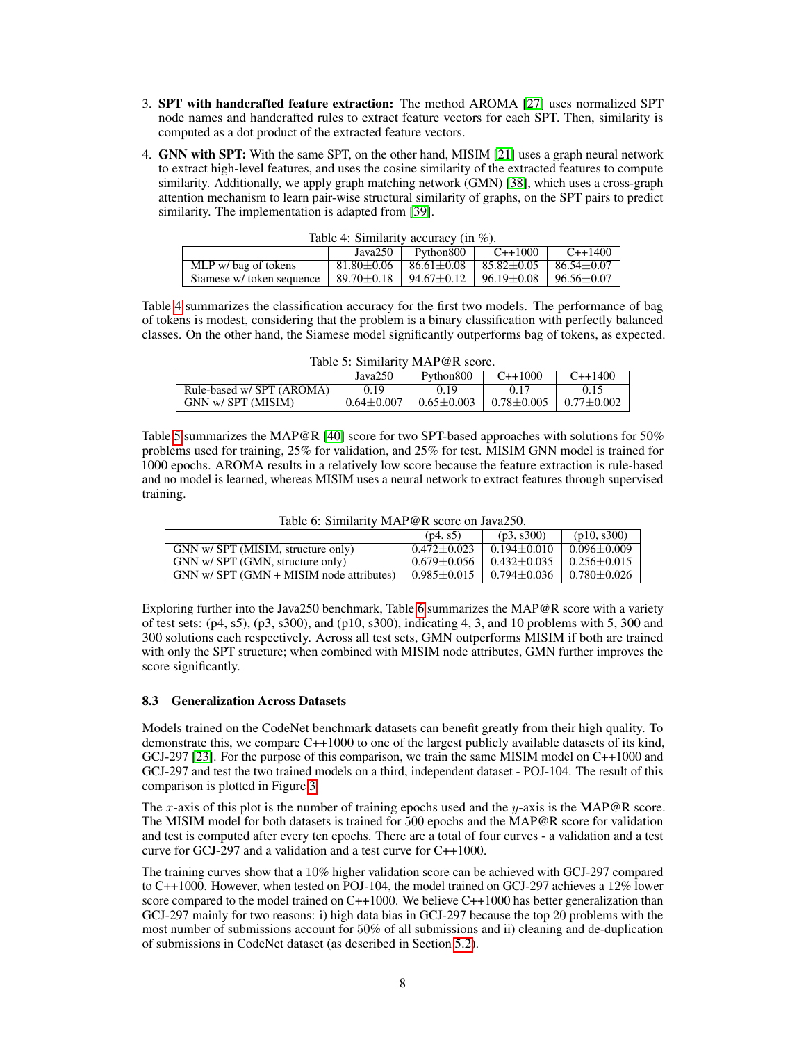3. **SPT with handcrafted feature extraction:** The method AROMA [27] uses normalized SPT node names and handcrafted rules to extract feature vectors for each SPT. Then, similarity is computed as a dot product of the extracted feature vectors.
4. **GNN with SPT:** With the same SPT, on the other hand, MISIM [21] uses a graph neural network to extract high-level features, and uses the cosine similarity of the extracted features to compute similarity. Additionally, we apply graph matching network (GMN) [38], which uses a cross-graph attention mechanism to learn pair-wise structural similarity of graphs, on the SPT pairs to predict similarity. The implementation is adapted from [39].

Table 4: Similarity accuracy (in %).

| | Java250 | Python800 | C++1000 | C++1400 |
|---|---|---|---|---|
| MLP w/ bag of tokens | 81.80±0.06 | 86.61±0.08 | 85.82±0.05 | 86.54±0.07 |
| Siamese w/ token sequence | 89.70±0.18 | 94.67±0.12 | 96.19±0.08 | 96.56±0.07 |

Table 4 summarizes the classification accuracy for the first two models. The performance of bag of tokens is modest, considering that the problem is a binary classification with perfectly balanced classes. On the other hand, the Siamese model significantly outperforms bag of tokens, as expected.

Table 5: Similarity MAP@R score.

| | Java250 | Python800 | C++1000 | C++1400 |
|---|---|---|---|---|
| Rule-based w/ SPT (AROMA) | 0.19 | 0.19 | 0.17 | 0.15 |
| GNN w/ SPT (MISIM) | 0.64±0.007 | 0.65±0.003 | 0.78±0.005 | 0.77±0.002 |

Table 5 summarizes the MAP@R [40] score for two SPT-based approaches with solutions for 50% problems used for training, 25% for validation, and 25% for test. MISIM GNN model is trained for 1000 epochs. AROMA results in a relatively low score because the feature extraction is rule-based and no model is learned, whereas MISIM uses a neural network to extract features through supervised training.

Table 6: Similarity MAP@R score on Java250.

| | (p4, s5) | (p3, s300) | (p10, s300) |
|---|---|---|---|
| GNN w/ SPT (MISIM, structure only) | 0.472±0.023 | 0.194±0.010 | 0.096±0.009 |
| GNN w/ SPT (GMN, structure only) | 0.679±0.056 | 0.432±0.035 | 0.256±0.015 |
| GNN w/ SPT (GMN + MISIM node attributes) | 0.985±0.015 | 0.794±0.036 | 0.780±0.026 |

Exploring further into the Java250 benchmark, Table 6 summarizes the MAP@R score with a variety of test sets: (p4, s5), (p3, s300), and (p10, s300), indicating 4, 3, and 10 problems with 5, 300 and 300 solutions each respectively. Across all test sets, GMN outperforms MISIM if both are trained with only the SPT structure; when combined with MISIM node attributes, GMN further improves the score significantly.

### 8.3 Generalization Across Datasets

Models trained on the CodeNet benchmark datasets can benefit greatly from their high quality. To demonstrate this, we compare C++1000 to one of the largest publicly available datasets of its kind, GCJ-297 [23]. For the purpose of this comparison, we train the same MISIM model on C++1000 and GCJ-297 and test the two trained models on a third, independent dataset - POJ-104. The result of this comparison is plotted in Figure 3.

The $x$-axis of this plot is the number of training epochs used and the $y$-axis is the MAP@R score. The MISIM model for both datasets is trained for 500 epochs and the MAP@R score for validation and test is computed after every ten epochs. There are a total of four curves - a validation and a test curve for GCJ-297 and a validation and a test curve for C++1000.

The training curves show that a 10% higher validation score can be achieved with GCJ-297 compared to C++1000. However, when tested on POJ-104, the model trained on GCJ-297 achieves a 12% lower score compared to the model trained on C++1000. We believe C++1000 has better generalization than GCJ-297 mainly for two reasons: i) high data bias in GCJ-297 because the top 20 problems with the most number of submissions account for 50% of all submissions and ii) cleaning and de-duplication of submissions in CodeNet dataset (as described in Section 5.2).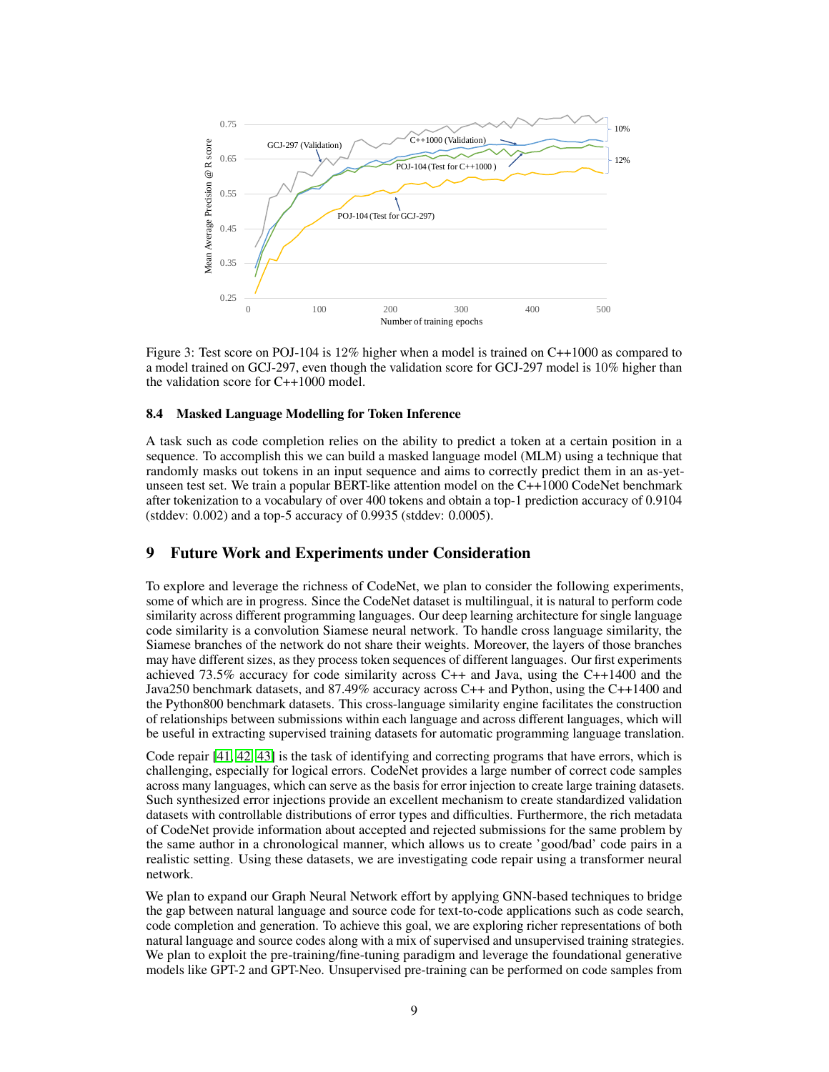Figure 3: Test score on POJ-104 is 12% higher when a model is trained on C++1000 as compared to a model trained on GCJ-297, even though the validation score for GCJ-297 model is 10% higher than the validation score for C++1000 model.

### 8.4 Masked Language Modelling for Token Inference

A task such as code completion relies on the ability to predict a token at a certain position in a sequence. To accomplish this we can build a masked language model (MLM) using a technique that randomly masks out tokens in an input sequence and aims to correctly predict them in an as-yet-unseen test set. We train a popular BERT-like attention model on the C++1000 CodeNet benchmark after tokenization to a vocabulary of over 400 tokens and obtain a top-1 prediction accuracy of 0.9104 (stddev: 0.002) and a top-5 accuracy of 0.9935 (stddev: 0.0005).

## 9 Future Work and Experiments under Consideration

To explore and leverage the richness of CodeNet, we plan to consider the following experiments, some of which are in progress. Since the CodeNet dataset is multilingual, it is natural to perform code similarity across different programming languages. Our deep learning architecture for single language code similarity is a convolution Siamese neural network. To handle cross language similarity, the Siamese branches of the network do not share their weights. Moreover, the layers of those branches may have different sizes, as they process token sequences of different languages. Our first experiments achieved 73.5% accuracy for code similarity across C++ and Java, using the C++1400 and the Java250 benchmark datasets, and 87.49% accuracy across C++ and Python, using the C++1400 and the Python800 benchmark datasets. This cross-language similarity engine facilitates the construction of relationships between submissions within each language and across different languages, which will be useful in extracting supervised training datasets for automatic programming language translation.

Code repair [41, 42, 43] is the task of identifying and correcting programs that have errors, which is challenging, especially for logical errors. CodeNet provides a large number of correct code samples across many languages, which can serve as the basis for error injection to create large training datasets. Such synthesized error injections provide an excellent mechanism to create standardized validation datasets with controllable distributions of error types and difficulties. Furthermore, the rich metadata of CodeNet provide information about accepted and rejected submissions for the same problem by the same author in a chronological manner, which allows us to create 'good/bad' code pairs in a realistic setting. Using these datasets, we are investigating code repair using a transformer neural network.

We plan to expand our Graph Neural Network effort by applying GNN-based techniques to bridge the gap between natural language and source code for text-to-code applications such as code search, code completion and generation. To achieve this goal, we are exploring richer representations of both natural language and source codes along with a mix of supervised and unsupervised training strategies. We plan to exploit the pre-training/fine-tuning paradigm and leverage the foundational generative models like GPT-2 and GPT-Neo. Unsupervised pre-training can be performed on code samples from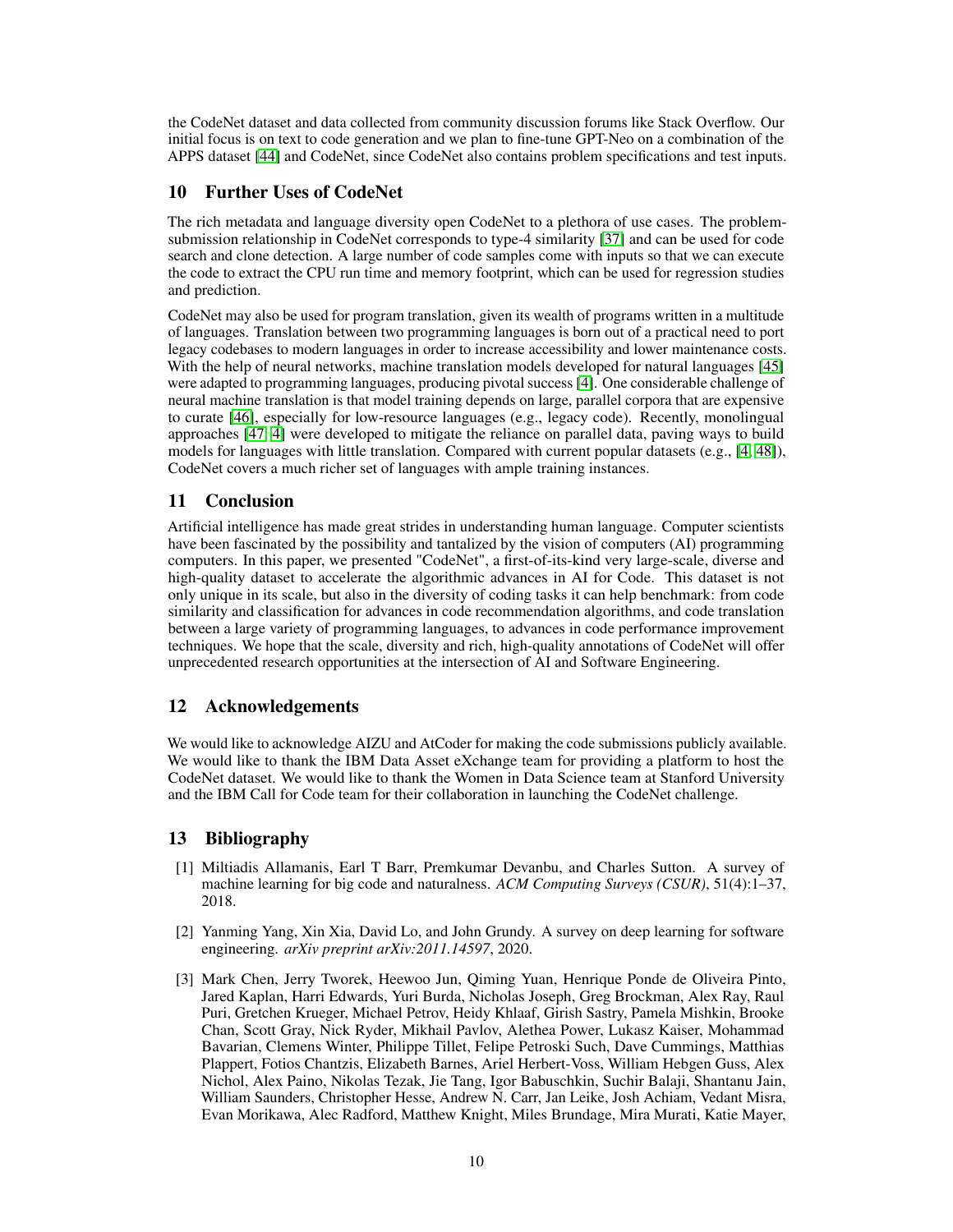the CodeNet dataset and data collected from community discussion forums like Stack Overflow. Our initial focus is on text to code generation and we plan to fine-tune GPT-Neo on a combination of the APPS dataset [44] and CodeNet, since CodeNet also contains problem specifications and test inputs.

## 10 Further Uses of CodeNet

The rich metadata and language diversity open CodeNet to a plethora of use cases. The problem-submission relationship in CodeNet corresponds to type-4 similarity [37] and can be used for code search and clone detection. A large number of code samples come with inputs so that we can execute the code to extract the CPU run time and memory footprint, which can be used for regression studies and prediction.

CodeNet may also be used for program translation, given its wealth of programs written in a multitude of languages. Translation between two programming languages is born out of a practical need to port legacy codebases to modern languages in order to increase accessibility and lower maintenance costs. With the help of neural networks, machine translation models developed for natural languages [45] were adapted to programming languages, producing pivotal success [4]. One considerable challenge of neural machine translation is that model training depends on large, parallel corpora that are expensive to curate [46], especially for low-resource languages (e.g., legacy code). Recently, monolingual approaches [47, 4] were developed to mitigate the reliance on parallel data, paving ways to build models for languages with little translation. Compared with current popular datasets (e.g., [4, 48]), CodeNet covers a much richer set of languages with ample training instances.

## 11 Conclusion

Artificial intelligence has made great strides in understanding human language. Computer scientists have been fascinated by the possibility and tantalized by the vision of computers (AI) programming computers. In this paper, we presented "CodeNet", a first-of-its-kind very large-scale, diverse and high-quality dataset to accelerate the algorithmic advances in AI for Code. This dataset is not only unique in its scale, but also in the diversity of coding tasks it can help benchmark: from code similarity and classification for advances in code recommendation algorithms, and code translation between a large variety of programming languages, to advances in code performance improvement techniques. We hope that the scale, diversity and rich, high-quality annotations of CodeNet will offer unprecedented research opportunities at the intersection of AI and Software Engineering.

## 12 Acknowledgements

We would like to acknowledge AIZU and AtCoder for making the code submissions publicly available. We would like to thank the IBM Data Asset eXchange team for providing a platform to host the CodeNet dataset. We would like to thank the Women in Data Science team at Stanford University and the IBM Call for Code team for their collaboration in launching the CodeNet challenge.

## 13 Bibliography

[1] Miltiadis Allamanis, Earl T Barr, Premkumar Devanbu, and Charles Sutton. A survey of machine learning for big code and naturalness. *ACM Computing Surveys (CSUR)*, 51(4):1–37, 2018.

[2] Yanming Yang, Xin Xia, David Lo, and John Grundy. A survey on deep learning for software engineering. *arXiv preprint arXiv:2011.14597*, 2020.

[3] Mark Chen, Jerry Tworek, Heewoo Jun, Qiming Yuan, Henrique Ponde de Oliveira Pinto, Jared Kaplan, Harri Edwards, Yuri Burda, Nicholas Joseph, Greg Brockman, Alex Ray, Raul Puri, Gretchen Krueger, Michael Petrov, Heidy Khlaaf, Girish Sastry, Pamela Mishkin, Brooke Chan, Scott Gray, Nick Ryder, Mikhail Pavlov, Alethea Power, Lukasz Kaiser, Mohammad Bavarian, Clemens Winter, Philippe Tillet, Felipe Petroski Such, Dave Cummings, Matthias Plappert, Fotios Chantzis, Elizabeth Barnes, Ariel Herbert-Voss, William Hebgen Guss, Alex Nichol, Alex Paino, Nikolas Tezak, Jie Tang, Igor Babuschkin, Suchir Balaji, Shantanu Jain, William Saunders, Christopher Hesse, Andrew N. Carr, Jan Leike, Josh Achiam, Vedant Misra, Evan Morikawa, Alec Radford, Matthew Knight, Miles Brundage, Mira Murati, Katie Mayer,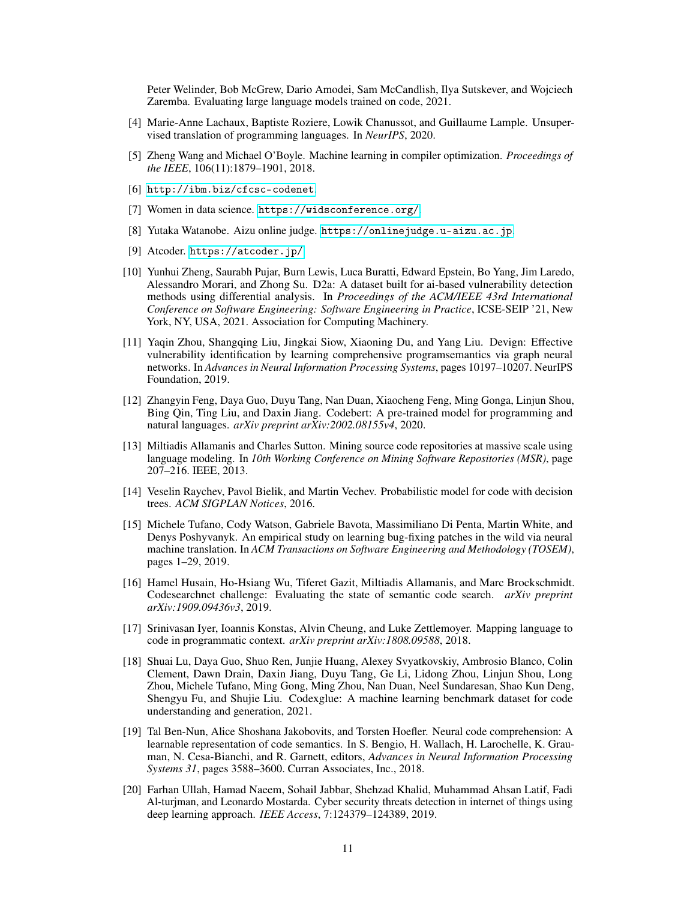Peter Welinder, Bob McGrew, Dario Amodei, Sam McCandlish, Ilya Sutskever, and Wojciech Zaremba. Evaluating large language models trained on code, 2021.

[4] Marie-Anne Lachaux, Baptiste Roziere, Lowik Chanussot, and Guillaume Lample. Unsupervised translation of programming languages. In *NeurIPS*, 2020.

[5] Zheng Wang and Michael O'Boyle. Machine learning in compiler optimization. *Proceedings of the IEEE*, 106(11):1879–1901, 2018.

[6] http://ibm.biz/cfcsc-codenet.

[7] Women in data science. https://widsconference.org/.

[8] Yutaka Watanobe. Aizu online judge. https://onlinejudge.u-aizu.ac.jp.

[9] Atcoder. https://atcoder.jp/.

[10] Yunhui Zheng, Saurabh Pujar, Burn Lewis, Luca Buratti, Edward Epstein, Bo Yang, Jim Laredo, Alessandro Morari, and Zhong Su. D2a: A dataset built for ai-based vulnerability detection methods using differential analysis. In *Proceedings of the ACM/IEEE 43rd International Conference on Software Engineering: Software Engineering in Practice*, ICSE-SEIP '21, New York, NY, USA, 2021. Association for Computing Machinery.

[11] Yaqin Zhou, Shangqing Liu, Jingkai Siow, Xiaoning Du, and Yang Liu. Devign: Effective vulnerability identification by learning comprehensive programsemantics via graph neural networks. In *Advances in Neural Information Processing Systems*, pages 10197–10207. NeurIPS Foundation, 2019.

[12] Zhangyin Feng, Daya Guo, Duyu Tang, Nan Duan, Xiaocheng Feng, Ming Gonga, Linjun Shou, Bing Qin, Ting Liu, and Daxin Jiang. Codebert: A pre-trained model for programming and natural languages. *arXiv preprint arXiv:2002.08155v4*, 2020.

[13] Miltiadis Allamanis and Charles Sutton. Mining source code repositories at massive scale using language modeling. In *10th Working Conference on Mining Software Repositories (MSR)*, page 207–216. IEEE, 2013.

[14] Veselin Raychev, Pavol Bielik, and Martin Vechev. Probabilistic model for code with decision trees. *ACM SIGPLAN Notices*, 2016.

[15] Michele Tufano, Cody Watson, Gabriele Bavota, Massimiliano Di Penta, Martin White, and Denys Poshyvanyk. An empirical study on learning bug-fixing patches in the wild via neural machine translation. In *ACM Transactions on Software Engineering and Methodology (TOSEM)*, pages 1–29, 2019.

[16] Hamel Husain, Ho-Hsiang Wu, Tiferet Gazit, Miltiadis Allamanis, and Marc Brockschmidt. Codesearchnet challenge: Evaluating the state of semantic code search. *arXiv preprint arXiv:1909.09436v3*, 2019.

[17] Srinivasan Iyer, Ioannis Konstas, Alvin Cheung, and Luke Zettlemoyer. Mapping language to code in programmatic context. *arXiv preprint arXiv:1808.09588*, 2018.

[18] Shuai Lu, Daya Guo, Shuo Ren, Junjie Huang, Alexey Svyatkovskiy, Ambrosio Blanco, Colin Clement, Dawn Drain, Daxin Jiang, Duyu Tang, Ge Li, Lidong Zhou, Linjun Shou, Long Zhou, Michele Tufano, Ming Gong, Ming Zhou, Nan Duan, Neel Sundaresan, Shao Kun Deng, Shengyu Fu, and Shujie Liu. Codexglue: A machine learning benchmark dataset for code understanding and generation, 2021.

[19] Tal Ben-Nun, Alice Shoshana Jakobovits, and Torsten Hoefler. Neural code comprehension: A learnable representation of code semantics. In S. Bengio, H. Wallach, H. Larochelle, K. Grauman, N. Cesa-Bianchi, and R. Garnett, editors, *Advances in Neural Information Processing Systems 31*, pages 3588–3600. Curran Associates, Inc., 2018.

[20] Farhan Ullah, Hamad Naeem, Sohail Jabbar, Shehzad Khalid, Muhammad Ahsan Latif, Fadi Al-turjman, and Leonardo Mostarda. Cyber security threats detection in internet of things using deep learning approach. *IEEE Access*, 7:124379–124389, 2019.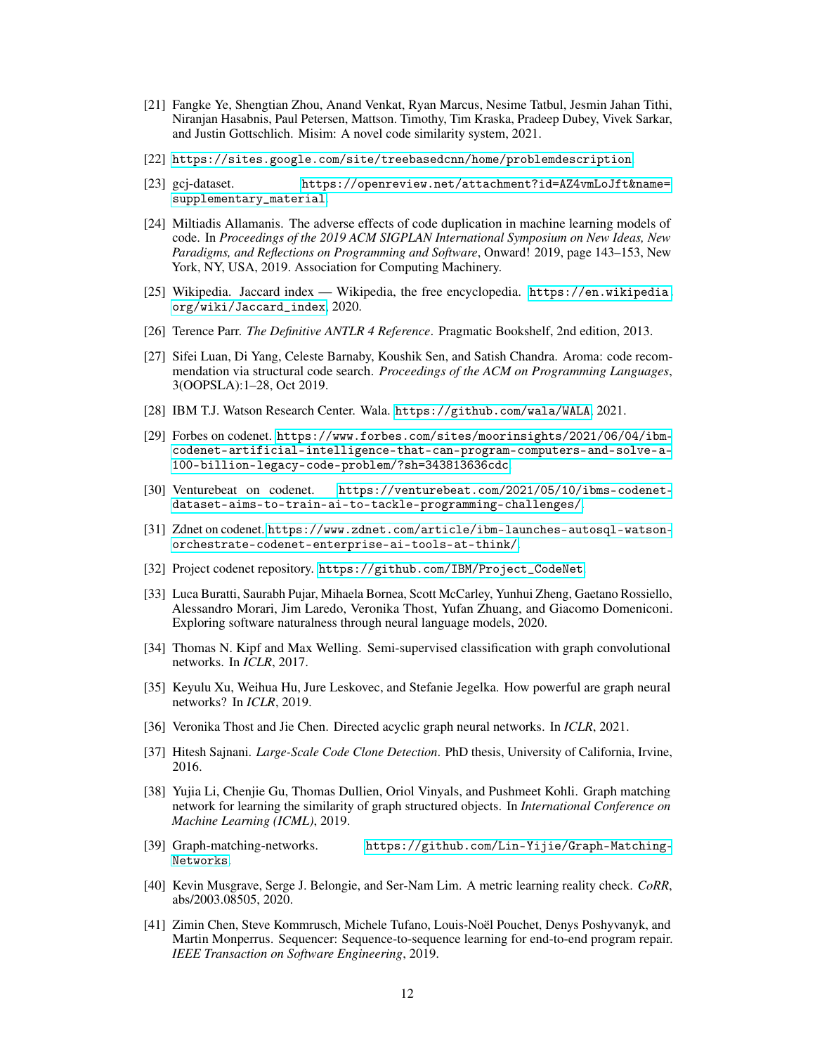[21] Fangke Ye, Shengtian Zhou, Anand Venkat, Ryan Marcus, Nesime Tatbul, Jesmin Jahan Tithi, Niranjan Hasabnis, Paul Petersen, Mattson. Timothy, Tim Kraska, Pradeep Dubey, Vivek Sarkar, and Justin Gottschlich. Misim: A novel code similarity system, 2021.

[22] https://sites.google.com/site/treebasedcnn/home/problemdescription.

[23] gcj-dataset. https://openreview.net/attachment?id=AZ4vmLoJft&name=supplementary_material.

[24] Miltiadis Allamanis. The adverse effects of code duplication in machine learning models of code. In *Proceedings of the 2019 ACM SIGPLAN International Symposium on New Ideas, New Paradigms, and Reflections on Programming and Software*, Onward! 2019, page 143–153, New York, NY, USA, 2019. Association for Computing Machinery.

[25] Wikipedia. Jaccard index — Wikipedia, the free encyclopedia. https://en.wikipedia.org/wiki/Jaccard_index, 2020.

[26] Terence Parr. *The Definitive ANTLR 4 Reference*. Pragmatic Bookshelf, 2nd edition, 2013.

[27] Sifei Luan, Di Yang, Celeste Barnaby, Koushik Sen, and Satish Chandra. Aroma: code recommendation via structural code search. *Proceedings of the ACM on Programming Languages*, 3(OOPSLA):1–28, Oct 2019.

[28] IBM T.J. Watson Research Center. Wala. https://github.com/wala/WALA, 2021.

[29] Forbes on codenet. https://www.forbes.com/sites/moorinsights/2021/06/04/ibm-codenet-artificial-intelligence-that-can-program-computers-and-solve-a-100-billion-legacy-code-problem/?sh=343813636cdc.

[30] Venturebeat on codenet. https://venturebeat.com/2021/05/10/ibms-codenet-dataset-aims-to-train-ai-to-tackle-programming-challenges/.

[31] Zdnet on codenet. https://www.zdnet.com/article/ibm-launches-autosql-watson-orchestrate-codenet-enterprise-ai-tools-at-think/.

[32] Project codenet repository. https://github.com/IBM/Project_CodeNet.

[33] Luca Buratti, Saurabh Pujar, Mihaela Bornea, Scott McCarley, Yunhui Zheng, Gaetano Rossiello, Alessandro Morari, Jim Laredo, Veronika Thost, Yufan Zhuang, and Giacomo Domeniconi. Exploring software naturalness through neural language models, 2020.

[34] Thomas N. Kipf and Max Welling. Semi-supervised classification with graph convolutional networks. In *ICLR*, 2017.

[35] Keyulu Xu, Weihua Hu, Jure Leskovec, and Stefanie Jegelka. How powerful are graph neural networks? In *ICLR*, 2019.

[36] Veronika Thost and Jie Chen. Directed acyclic graph neural networks. In *ICLR*, 2021.

[37] Hitesh Sajnani. *Large-Scale Code Clone Detection*. PhD thesis, University of California, Irvine, 2016.

[38] Yujia Li, Chenjie Gu, Thomas Dullien, Oriol Vinyals, and Pushmeet Kohli. Graph matching network for learning the similarity of graph structured objects. In *International Conference on Machine Learning (ICML)*, 2019.

[39] Graph-matching-networks. https://github.com/Lin-Yijie/Graph-Matching-Networks.

[40] Kevin Musgrave, Serge J. Belongie, and Ser-Nam Lim. A metric learning reality check. *CoRR*, abs/2003.08505, 2020.

[41] Zimin Chen, Steve Kommrusch, Michele Tufano, Louis-Noël Pouchet, Denys Poshyvanyk, and Martin Monperrus. Sequencer: Sequence-to-sequence learning for end-to-end program repair. *IEEE Transaction on Software Engineering*, 2019.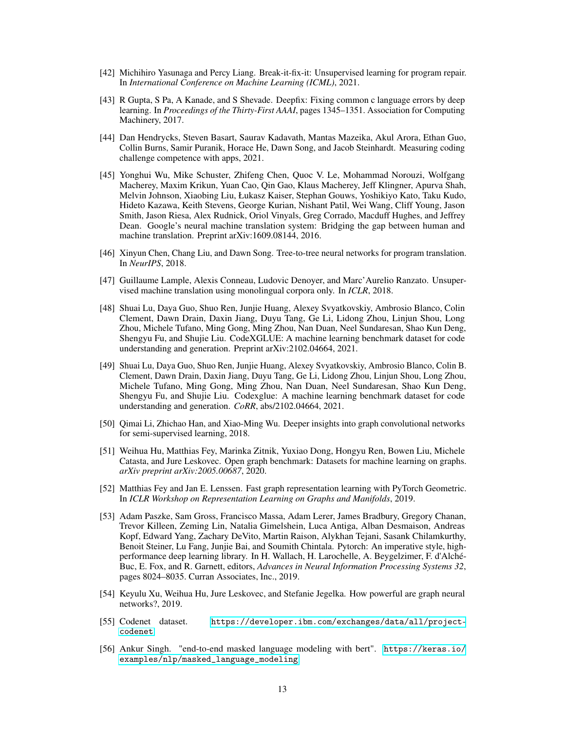[42] Michihiro Yasunaga and Percy Liang. Break-it-fix-it: Unsupervised learning for program repair. In *International Conference on Machine Learning (ICML)*, 2021.

[43] R Gupta, S Pa, A Kanade, and S Shevade. Deepfix: Fixing common c language errors by deep learning. In *Proceedings of the Thirty-First AAAI*, pages 1345–1351. Association for Computing Machinery, 2017.

[44] Dan Hendrycks, Steven Basart, Saurav Kadavath, Mantas Mazeika, Akul Arora, Ethan Guo, Collin Burns, Samir Puranik, Horace He, Dawn Song, and Jacob Steinhardt. Measuring coding challenge competence with apps, 2021.

[45] Yonghui Wu, Mike Schuster, Zhifeng Chen, Quoc V. Le, Mohammad Norouzi, Wolfgang Macherey, Maxim Krikun, Yuan Cao, Qin Gao, Klaus Macherey, Jeff Klingner, Apurva Shah, Melvin Johnson, Xiaobing Liu, Łukasz Kaiser, Stephan Gouws, Yoshikiyo Kato, Taku Kudo, Hideto Kazawa, Keith Stevens, George Kurian, Nishant Patil, Wei Wang, Cliff Young, Jason Smith, Jason Riesa, Alex Rudnick, Oriol Vinyals, Greg Corrado, Macduff Hughes, and Jeffrey Dean. Google's neural machine translation system: Bridging the gap between human and machine translation. Preprint arXiv:1609.08144, 2016.

[46] Xinyun Chen, Chang Liu, and Dawn Song. Tree-to-tree neural networks for program translation. In *NeurIPS*, 2018.

[47] Guillaume Lample, Alexis Conneau, Ludovic Denoyer, and Marc'Aurelio Ranzato. Unsupervised machine translation using monolingual corpora only. In *ICLR*, 2018.

[48] Shuai Lu, Daya Guo, Shuo Ren, Junjie Huang, Alexey Svyatkovskiy, Ambrosio Blanco, Colin Clement, Dawn Drain, Daxin Jiang, Duyu Tang, Ge Li, Lidong Zhou, Linjun Shou, Long Zhou, Michele Tufano, Ming Gong, Ming Zhou, Nan Duan, Neel Sundaresan, Shao Kun Deng, Shengyu Fu, and Shujie Liu. CodeXGLUE: A machine learning benchmark dataset for code understanding and generation. Preprint arXiv:2102.04664, 2021.

[49] Shuai Lu, Daya Guo, Shuo Ren, Junjie Huang, Alexey Svyatkovskiy, Ambrosio Blanco, Colin B. Clement, Dawn Drain, Daxin Jiang, Duyu Tang, Ge Li, Lidong Zhou, Linjun Shou, Long Zhou, Michele Tufano, Ming Gong, Ming Zhou, Nan Duan, Neel Sundaresan, Shao Kun Deng, Shengyu Fu, and Shujie Liu. Codexglue: A machine learning benchmark dataset for code understanding and generation. *CoRR*, abs/2102.04664, 2021.

[50] Qimai Li, Zhichao Han, and Xiao-Ming Wu. Deeper insights into graph convolutional networks for semi-supervised learning, 2018.

[51] Weihua Hu, Matthias Fey, Marinka Zitnik, Yuxiao Dong, Hongyu Ren, Bowen Liu, Michele Catasta, and Jure Leskovec. Open graph benchmark: Datasets for machine learning on graphs. *arXiv preprint arXiv:2005.00687*, 2020.

[52] Matthias Fey and Jan E. Lenssen. Fast graph representation learning with PyTorch Geometric. In *ICLR Workshop on Representation Learning on Graphs and Manifolds*, 2019.

[53] Adam Paszke, Sam Gross, Francisco Massa, Adam Lerer, James Bradbury, Gregory Chanan, Trevor Killeen, Zeming Lin, Natalia Gimelshein, Luca Antiga, Alban Desmaison, Andreas Kopf, Edward Yang, Zachary DeVito, Martin Raison, Alykhan Tejani, Sasank Chilamkurthy, Benoit Steiner, Lu Fang, Junjie Bai, and Soumith Chintala. Pytorch: An imperative style, high-performance deep learning library. In H. Wallach, H. Larochelle, A. Beygelzimer, F. d'Alché-Buc, E. Fox, and R. Garnett, editors, *Advances in Neural Information Processing Systems 32*, pages 8024–8035. Curran Associates, Inc., 2019.

[54] Keyulu Xu, Weihua Hu, Jure Leskovec, and Stefanie Jegelka. How powerful are graph neural networks?, 2019.

[55] Codenet dataset. https://developer.ibm.com/exchanges/data/all/project-codenet

[56] Ankur Singh. "end-to-end masked language modeling with bert". https://keras.io/examples/nlp/masked_language_modeling